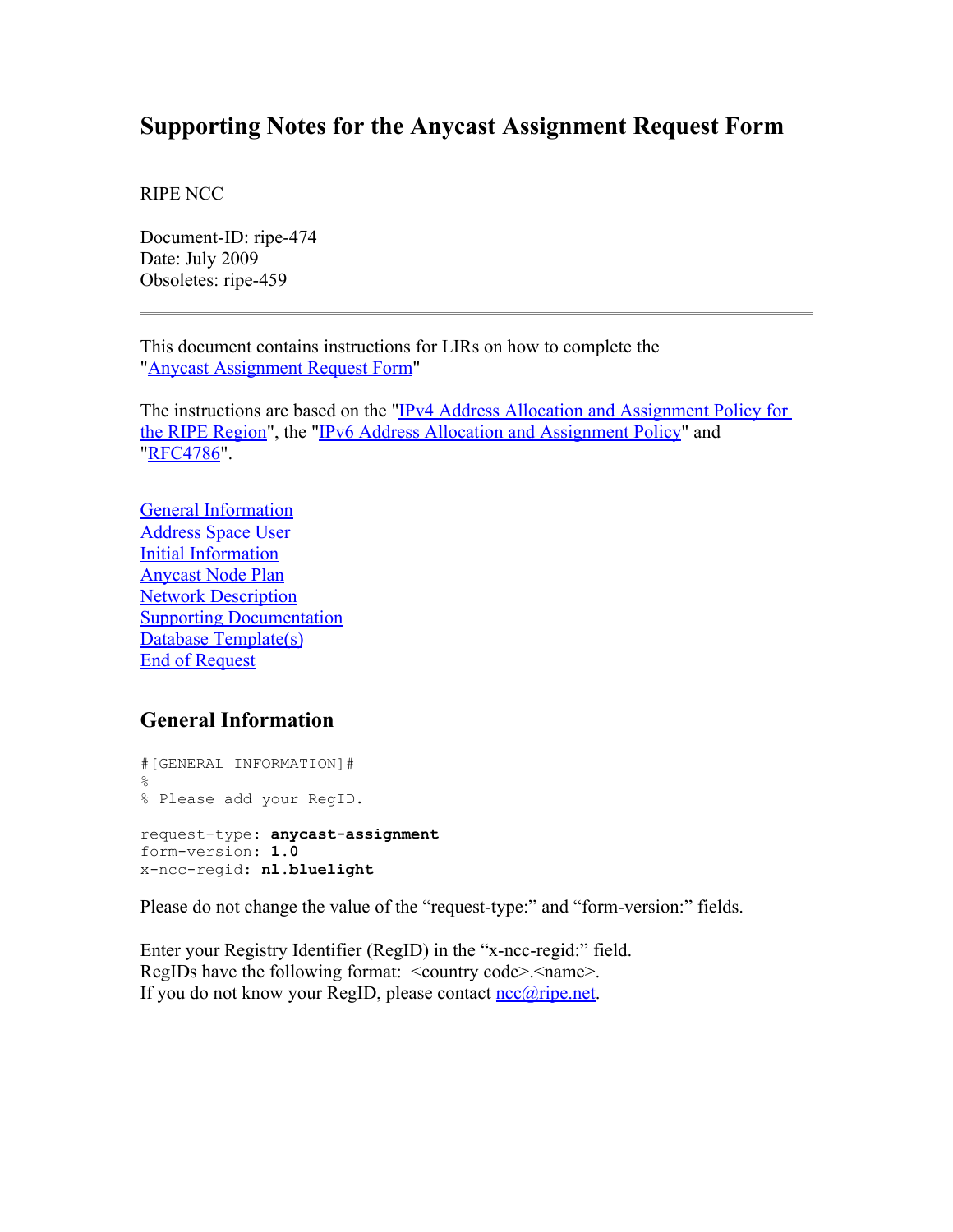# Supporting Notes for the Anycast Assignment Request Form

RIPE NCC

Document-ID: ripe-474
Date: July 2009
Obsoletes: ripe-459

---

This document contains instructions for LIRs on how to complete the "Anycast Assignment Request Form"

The instructions are based on the "IPv4 Address Allocation and Assignment Policy for the RIPE Region", the "IPv6 Address Allocation and Assignment Policy" and "RFC4786".

General Information
Address Space User
Initial Information
Anycast Node Plan
Network Description
Supporting Documentation
Database Template(s)
End of Request

## General Information

```
#[GENERAL INFORMATION]#
%
% Please add your RegID.

request-type: anycast-assignment
form-version: 1.0
x-ncc-regid: nl.bluelight
```

Please do not change the value of the “request-type:” and “form-version:” fields.

Enter your Registry Identifier (RegID) in the “x-ncc-regid:” field.
RegIDs have the following format: <country code>.<name>.
If you do not know your RegID, please contact ncc@ripe.net.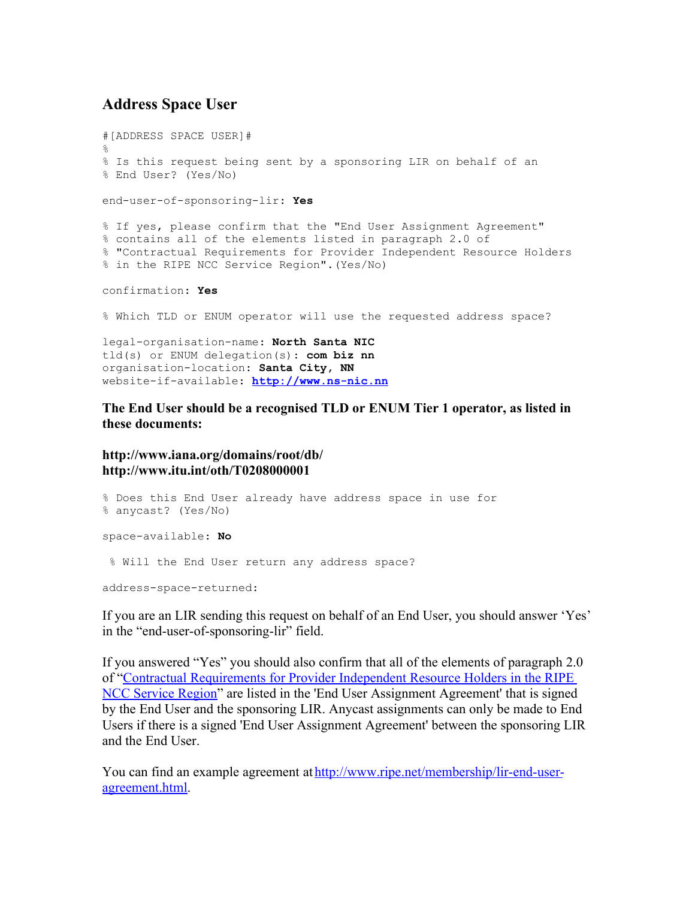## Address Space User

```
#[ADDRESS SPACE USER]#
%
% Is this request being sent by a sponsoring LIR on behalf of an
% End User? (Yes/No)

end-user-of-sponsoring-lir: Yes

% If yes, please confirm that the "End User Assignment Agreement"
% contains all of the elements listed in paragraph 2.0 of
% "Contractual Requirements for Provider Independent Resource Holders
% in the RIPE NCC Service Region".(Yes/No)

confirmation: Yes

% Which TLD or ENUM operator will use the requested address space?

legal-organisation-name: North Santa NIC
tld(s) or ENUM delegation(s): com biz nn
organisation-location: Santa City, NN
website-if-available: http://www.ns-nic.nn
```

**The End User should be a recognised TLD or ENUM Tier 1 operator, as listed in these documents:**

**http://www.iana.org/domains/root/db/**
**http://www.itu.int/oth/T0208000001**

```
% Does this End User already have address space in use for
% anycast? (Yes/No)

space-available: No

 % Will the End User return any address space?

address-space-returned:
```

If you are an LIR sending this request on behalf of an End User, you should answer 'Yes' in the "end-user-of-sponsoring-lir" field.

If you answered "Yes" you should also confirm that all of the elements of paragraph 2.0 of "Contractual Requirements for Provider Independent Resource Holders in the RIPE NCC Service Region" are listed in the 'End User Assignment Agreement' that is signed by the End User and the sponsoring LIR. Anycast assignments can only be made to End Users if there is a signed 'End User Assignment Agreement' between the sponsoring LIR and the End User.

You can find an example agreement at http://www.ripe.net/membership/lir-end-user-agreement.html.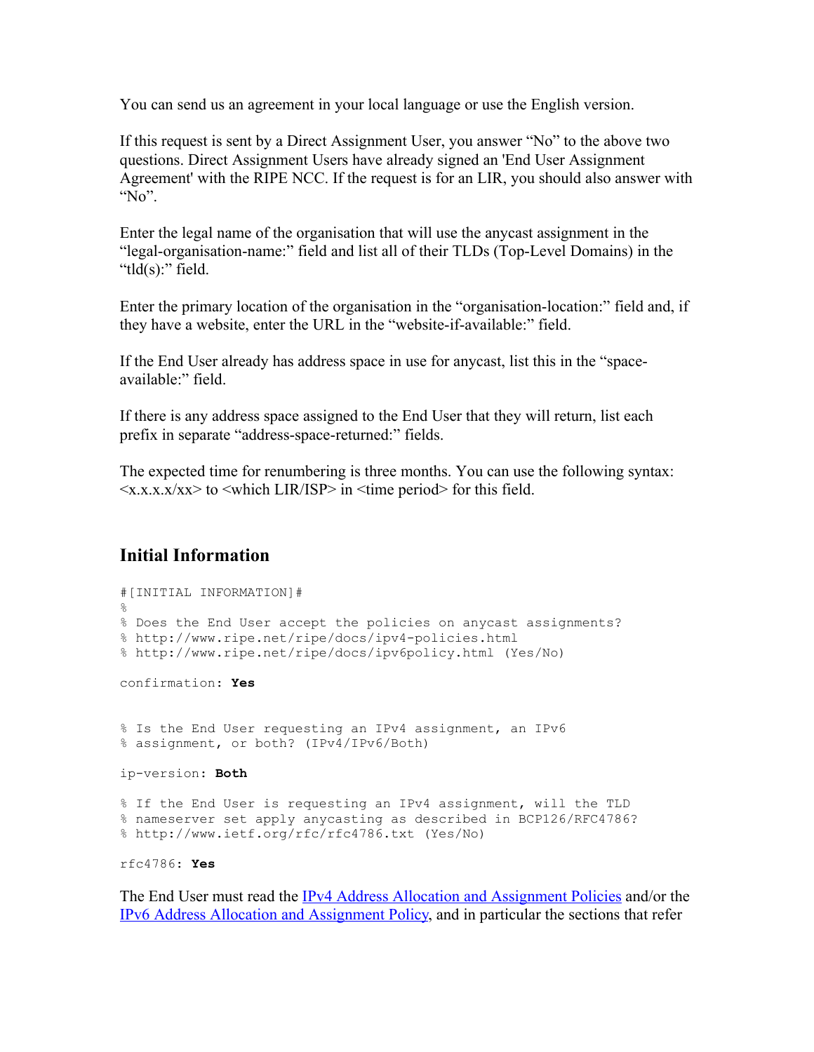You can send us an agreement in your local language or use the English version.

If this request is sent by a Direct Assignment User, you answer "No" to the above two questions. Direct Assignment Users have already signed an 'End User Assignment Agreement' with the RIPE NCC. If the request is for an LIR, you should also answer with "No".

Enter the legal name of the organisation that will use the anycast assignment in the "legal-organisation-name:" field and list all of their TLDs (Top-Level Domains) in the "tld(s):" field.

Enter the primary location of the organisation in the "organisation-location:" field and, if they have a website, enter the URL in the "website-if-available:" field.

If the End User already has address space in use for anycast, list this in the "space-available:" field.

If there is any address space assigned to the End User that they will return, list each prefix in separate "address-space-returned:" fields.

The expected time for renumbering is three months. You can use the following syntax: <x.x.x.x/xx> to <which LIR/ISP> in <time period> for this field.

## Initial Information

```
#[INITIAL INFORMATION]#
%
% Does the End User accept the policies on anycast assignments?
% http://www.ripe.net/ripe/docs/ipv4-policies.html
% http://www.ripe.net/ripe/docs/ipv6policy.html (Yes/No)

confirmation: Yes


% Is the End User requesting an IPv4 assignment, an IPv6
% assignment, or both? (IPv4/IPv6/Both)

ip-version: Both

% If the End User is requesting an IPv4 assignment, will the TLD
% nameserver set apply anycasting as described in BCP126/RFC4786?
% http://www.ietf.org/rfc/rfc4786.txt (Yes/No)

rfc4786: Yes
```

The End User must read the [IPv4 Address Allocation and Assignment Policies](http://www.ripe.net/ripe/docs/ipv4-policies.html) and/or the [IPv6 Address Allocation and Assignment Policy](http://www.ripe.net/ripe/docs/ipv6policy.html), and in particular the sections that refer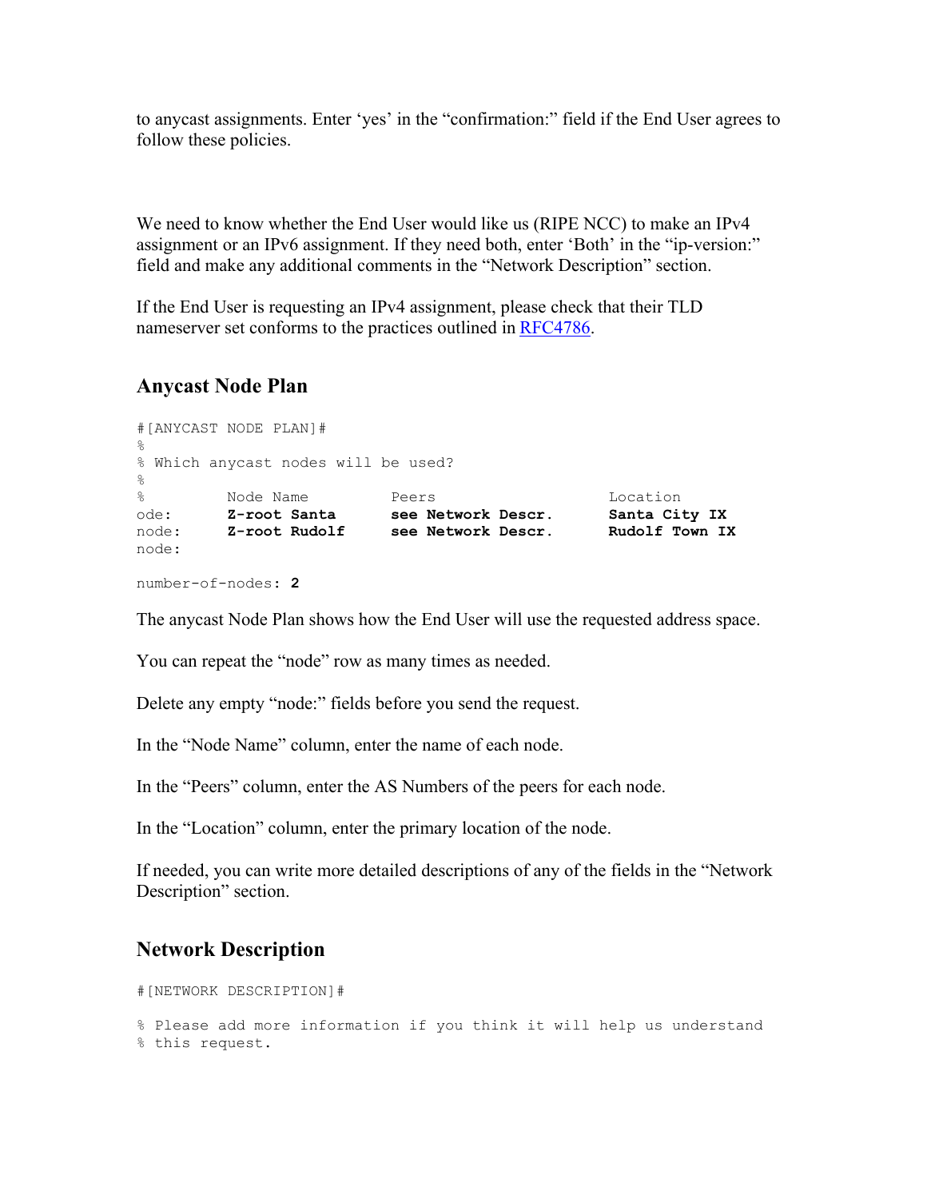to anycast assignments. Enter 'yes' in the "confirmation:" field if the End User agrees to follow these policies.

We need to know whether the End User would like us (RIPE NCC) to make an IPv4 assignment or an IPv6 assignment. If they need both, enter 'Both' in the "ip-version:" field and make any additional comments in the "Network Description" section.

If the End User is requesting an IPv4 assignment, please check that their TLD nameserver set conforms to the practices outlined in RFC4786.

## Anycast Node Plan

```
#[ANYCAST NODE PLAN]#
%
% Which anycast nodes will be used?
%
%        Node Name        Peers                  Location
ode:     Z-root Santa     see Network Descr.     Santa City IX
node:    Z-root Rudolf    see Network Descr.     Rudolf Town IX
node:

number-of-nodes: 2
```

The anycast Node Plan shows how the End User will use the requested address space.

You can repeat the "node" row as many times as needed.

Delete any empty "node:" fields before you send the request.

In the "Node Name" column, enter the name of each node.

In the "Peers" column, enter the AS Numbers of the peers for each node.

In the "Location" column, enter the primary location of the node.

If needed, you can write more detailed descriptions of any of the fields in the "Network Description" section.

## Network Description

```
#[NETWORK DESCRIPTION]#

% Please add more information if you think it will help us understand
% this request.
```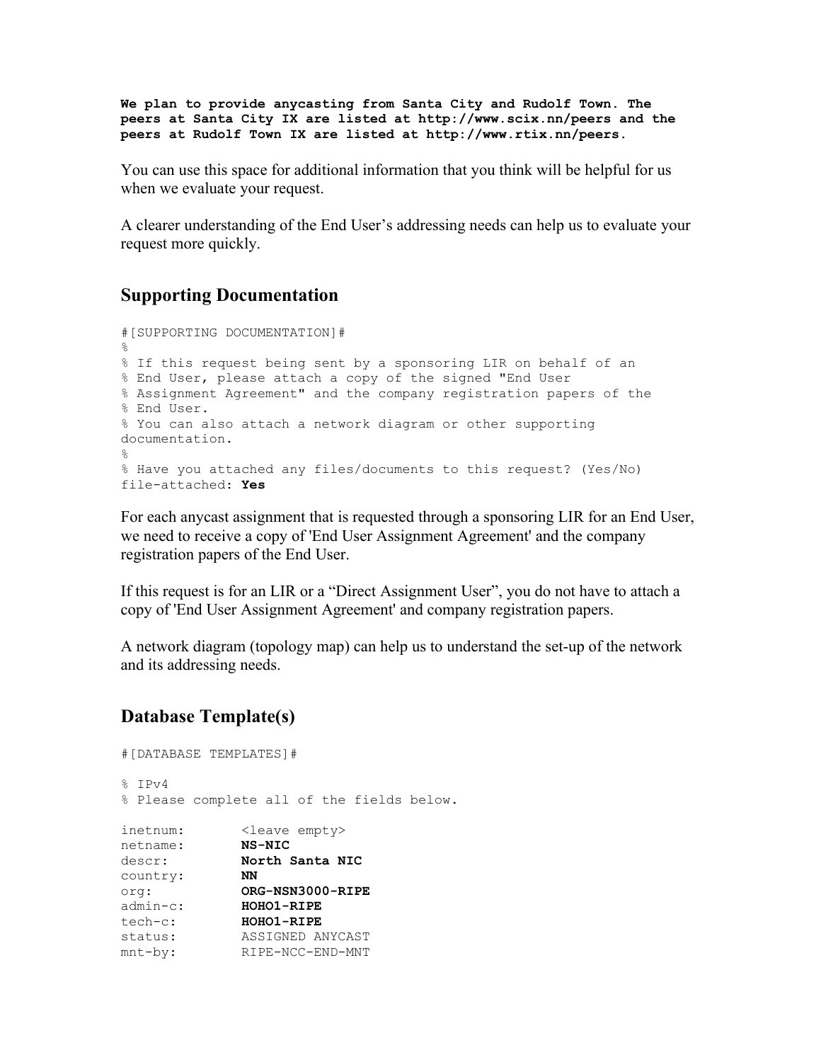**We plan to provide anycasting from Santa City and Rudolf Town. The peers at Santa City IX are listed at http://www.scix.nn/peers and the peers at Rudolf Town IX are listed at http://www.rtix.nn/peers.**

You can use this space for additional information that you think will be helpful for us when we evaluate your request.

A clearer understanding of the End User's addressing needs can help us to evaluate your request more quickly.

## Supporting Documentation

```
#[SUPPORTING DOCUMENTATION]#
%
% If this request being sent by a sponsoring LIR on behalf of an
% End User, please attach a copy of the signed "End User
% Assignment Agreement" and the company registration papers of the
% End User.
% You can also attach a network diagram or other supporting
documentation.
%
% Have you attached any files/documents to this request? (Yes/No)
file-attached: Yes
```

For each anycast assignment that is requested through a sponsoring LIR for an End User, we need to receive a copy of 'End User Assignment Agreement' and the company registration papers of the End User.

If this request is for an LIR or a "Direct Assignment User", you do not have to attach a copy of 'End User Assignment Agreement' and company registration papers.

A network diagram (topology map) can help us to understand the set-up of the network and its addressing needs.

## Database Template(s)

```
#[DATABASE TEMPLATES]#

% IPv4
% Please complete all of the fields below.

inetnum:       <leave empty>
netname:       NS-NIC
descr:         North Santa NIC
country:       NN
org:           ORG-NSN3000-RIPE
admin-c:       HOHO1-RIPE
tech-c:        HOHO1-RIPE
status:        ASSIGNED ANYCAST
mnt-by:        RIPE-NCC-END-MNT
```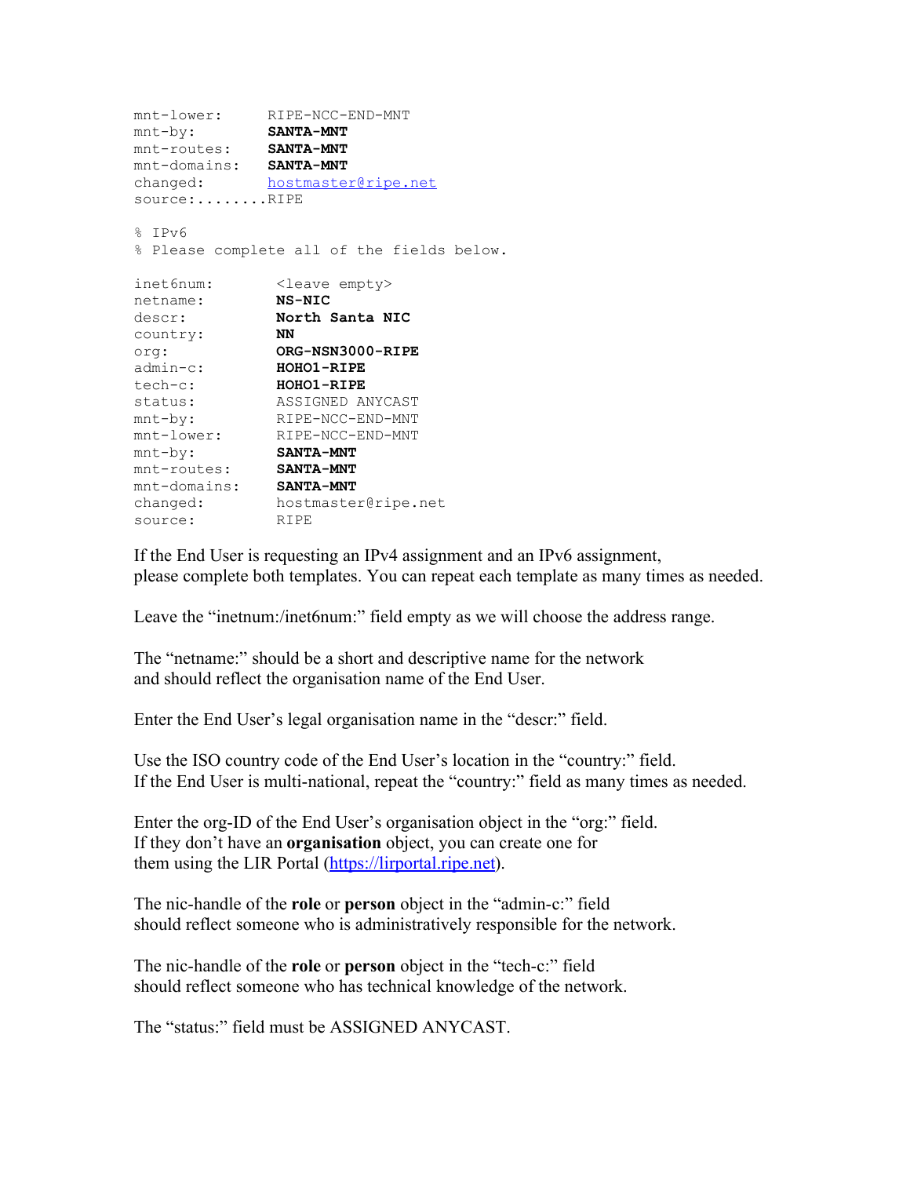```
mnt-lower:      RIPE-NCC-END-MNT
mnt-by:         SANTA-MNT
mnt-routes:     SANTA-MNT
mnt-domains:    SANTA-MNT
changed:        hostmaster@ripe.net
source:........RIPE

% IPv6
% Please complete all of the fields below.

inet6num:       <leave empty>
netname:        NS-NIC
descr:          North Santa NIC
country:        NN
org:            ORG-NSN3000-RIPE
admin-c:        HOHO1-RIPE
tech-c:         HOHO1-RIPE
status:         ASSIGNED ANYCAST
mnt-by:         RIPE-NCC-END-MNT
mnt-lower:      RIPE-NCC-END-MNT
mnt-by:         SANTA-MNT
mnt-routes:     SANTA-MNT
mnt-domains:    SANTA-MNT
changed:        hostmaster@ripe.net
source:         RIPE
```

If the End User is requesting an IPv4 assignment and an IPv6 assignment, please complete both templates. You can repeat each template as many times as needed.

Leave the "inetnum:/inet6num:" field empty as we will choose the address range.

The "netname:" should be a short and descriptive name for the network and should reflect the organisation name of the End User.

Enter the End User's legal organisation name in the "descr:" field.

Use the ISO country code of the End User's location in the "country:" field. If the End User is multi-national, repeat the "country:" field as many times as needed.

Enter the org-ID of the End User's organisation object in the "org:" field. If they don't have an **organisation** object, you can create one for them using the LIR Portal (https://lirportal.ripe.net).

The nic-handle of the **role** or **person** object in the "admin-c:" field should reflect someone who is administratively responsible for the network.

The nic-handle of the **role** or **person** object in the "tech-c:" field should reflect someone who has technical knowledge of the network.

The "status:" field must be ASSIGNED ANYCAST.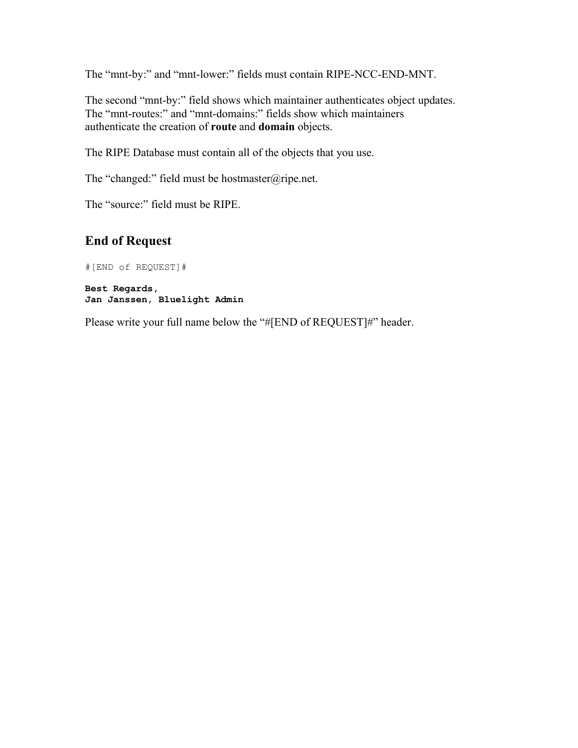The “mnt-by:” and “mnt-lower:” fields must contain RIPE-NCC-END-MNT.

The second “mnt-by:” field shows which maintainer authenticates object updates. The “mnt-routes:” and “mnt-domains:” fields show which maintainers authenticate the creation of **route** and **domain** objects.

The RIPE Database must contain all of the objects that you use.

The “changed:” field must be hostmaster@ripe.net.

The “source:” field must be RIPE.

## End of Request

```
#[END of REQUEST]#
```

```
Best Regards,
Jan Janssen, Bluelight Admin
```

Please write your full name below the “#[END of REQUEST]#” header.